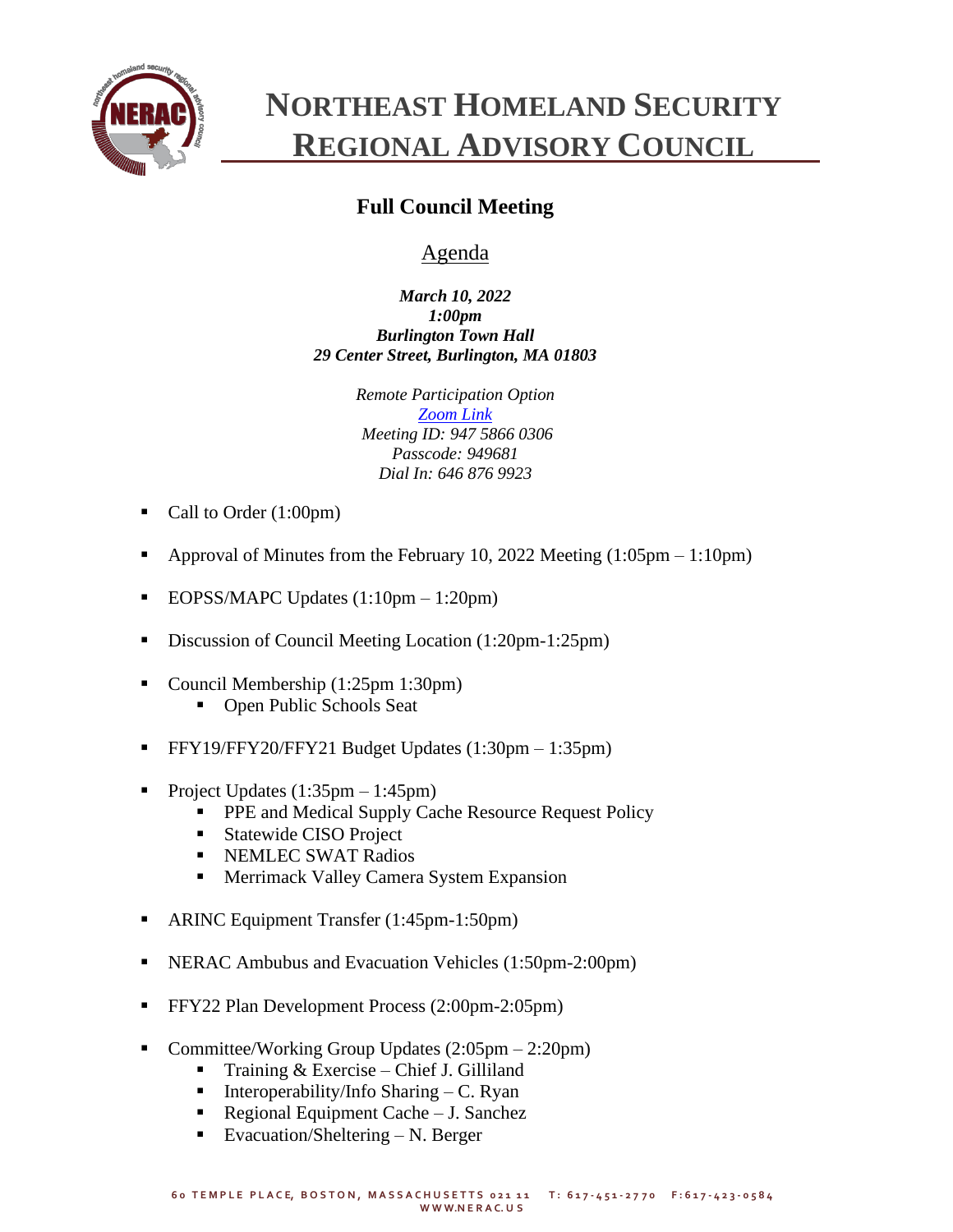# NORTHEAST HOMELAND SECURITY REGIONAL ADVISORY COUNCIL

## Full Council Meeting

### Agenda

***March 10, 2022***
***1:00pm***
***Burlington Town Hall***
***29 Center Street, Burlington, MA 01803***

*Remote Participation Option*
*Zoom Link*
*Meeting ID: 947 5866 0306*
*Passcode: 949681*
*Dial In: 646 876 9923*

- Call to Order (1:00pm)
- Approval of Minutes from the February 10, 2022 Meeting (1:05pm – 1:10pm)
- EOPSS/MAPC Updates (1:10pm – 1:20pm)
- Discussion of Council Meeting Location (1:20pm-1:25pm)
- Council Membership (1:25pm 1:30pm)
  - Open Public Schools Seat
- FFY19/FFY20/FFY21 Budget Updates (1:30pm – 1:35pm)
- Project Updates (1:35pm – 1:45pm)
  - PPE and Medical Supply Cache Resource Request Policy
  - Statewide CISO Project
  - NEMLEC SWAT Radios
  - Merrimack Valley Camera System Expansion
- ARINC Equipment Transfer (1:45pm-1:50pm)
- NERAC Ambubus and Evacuation Vehicles (1:50pm-2:00pm)
- FFY22 Plan Development Process (2:00pm-2:05pm)
- Committee/Working Group Updates (2:05pm – 2:20pm)
  - Training & Exercise – Chief J. Gilliland
  - Interoperability/Info Sharing – C. Ryan
  - Regional Equipment Cache – J. Sanchez
  - Evacuation/Sheltering – N. Berger

60 TEMPLE PLACE, BOSTON, MASSACHUSETTS 02111 T: 617-451-2770 F:617-423-0584
WWW.NERAC.US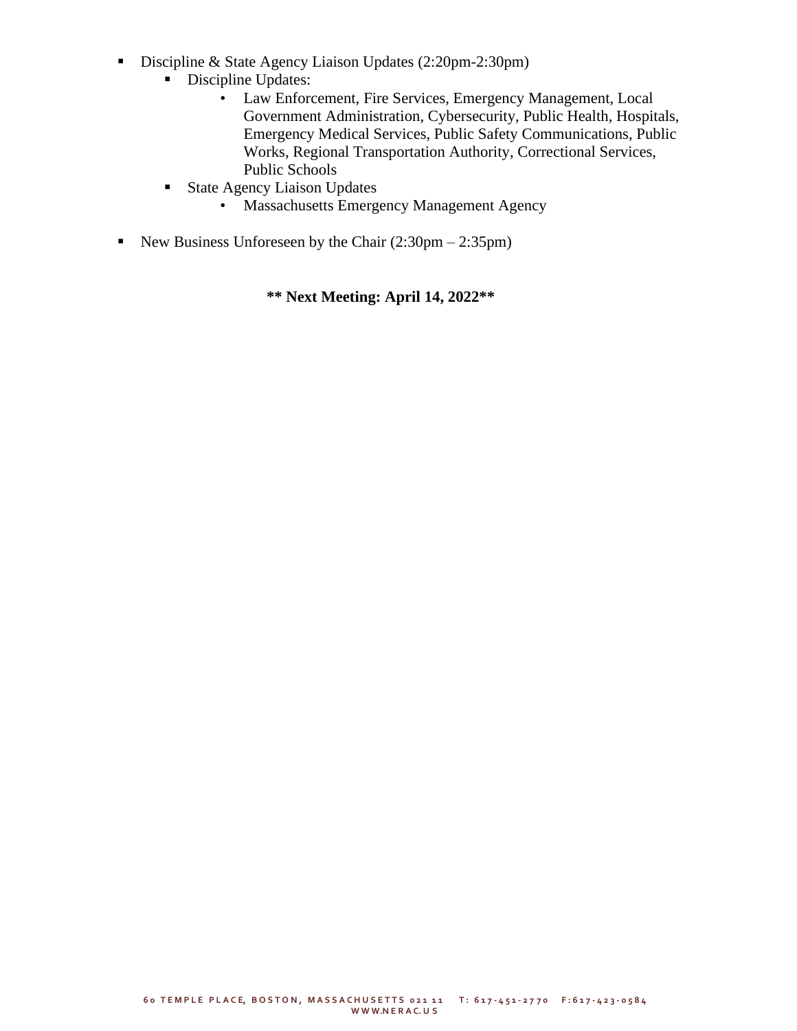- Discipline & State Agency Liaison Updates (2:20pm-2:30pm)
    - Discipline Updates:
        - Law Enforcement, Fire Services, Emergency Management, Local Government Administration, Cybersecurity, Public Health, Hospitals, Emergency Medical Services, Public Safety Communications, Public Works, Regional Transportation Authority, Correctional Services, Public Schools
    - State Agency Liaison Updates
        - Massachusetts Emergency Management Agency

- New Business Unforeseen by the Chair (2:30pm – 2:35pm)

**\*\* Next Meeting: April 14, 2022\*\***